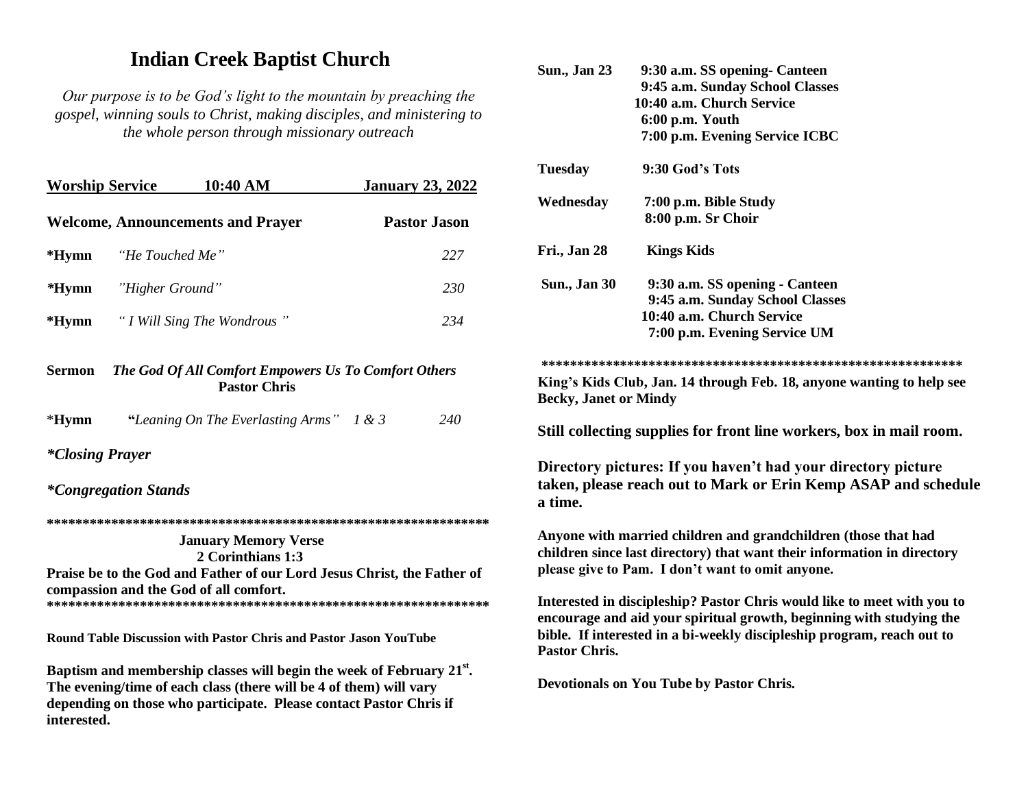# Indian Creek Baptist Church

*Our purpose is to be God's light to the mountain by preaching the gospel, winning souls to Christ, making disciples, and ministering to the whole person through missionary outreach*

| Worship Service | 10:40 AM | January 23, 2022 |
|---|---|---|

**Welcome, Announcements and Prayer** — **Pastor Jason**

| | | |
|---|---|---|
| ***Hymn** | *"He Touched Me"* | *227* |
| ***Hymn** | *"Higher Ground"* | *230* |
| ***Hymn** | *" I Will Sing The Wondrous "* | *234* |

**Sermon** ***The God Of All Comfort Empowers Us To Comfort Others***
**Pastor Chris**

| | | |
|---|---|---|
| ***Hymn** | **"***Leaning On The Everlasting Arms" 1 & 3* | *240* |

***Closing Prayer***

***Congregation Stands***

**************************************************************

**January Memory Verse**
**2 Corinthians 1:3**
**Praise be to the God and Father of our Lord Jesus Christ, the Father of compassion and the God of all comfort.**

**************************************************************

**Round Table Discussion with Pastor Chris and Pastor Jason YouTube**

**Baptism and membership classes will begin the week of February 21st. The evening/time of each class (there will be 4 of them) will vary depending on those who participate. Please contact Pastor Chris if interested.**

| | |
|---|---|
| **Sun., Jan 23** | **9:30 a.m. SS opening- Canteen**<br>**9:45 a.m. Sunday School Classes**<br>**10:40 a.m. Church Service**<br>**6:00 p.m. Youth**<br>**7:00 p.m. Evening Service ICBC** |
| **Tuesday** | **9:30 God's Tots** |
| **Wednesday** | **7:00 p.m. Bible Study**<br>**8:00 p.m. Sr Choir** |
| **Fri., Jan 28** | **Kings Kids** |
| **Sun., Jan 30** | **9:30 a.m. SS opening - Canteen**<br>**9:45 a.m. Sunday School Classes**<br>**10:40 a.m. Church Service**<br>**7:00 p.m. Evening Service UM** |

**************************************************************

**King's Kids Club, Jan. 14 through Feb. 18, anyone wanting to help see Becky, Janet or Mindy**

**Still collecting supplies for front line workers, box in mail room.**

**Directory pictures: If you haven't had your directory picture taken, please reach out to Mark or Erin Kemp ASAP and schedule a time.**

**Anyone with married children and grandchildren (those that had children since last directory) that want their information in directory please give to Pam. I don't want to omit anyone.**

**Interested in discipleship? Pastor Chris would like to meet with you to encourage and aid your spiritual growth, beginning with studying the bible. If interested in a bi-weekly discipleship program, reach out to Pastor Chris.**

**Devotionals on You Tube by Pastor Chris.**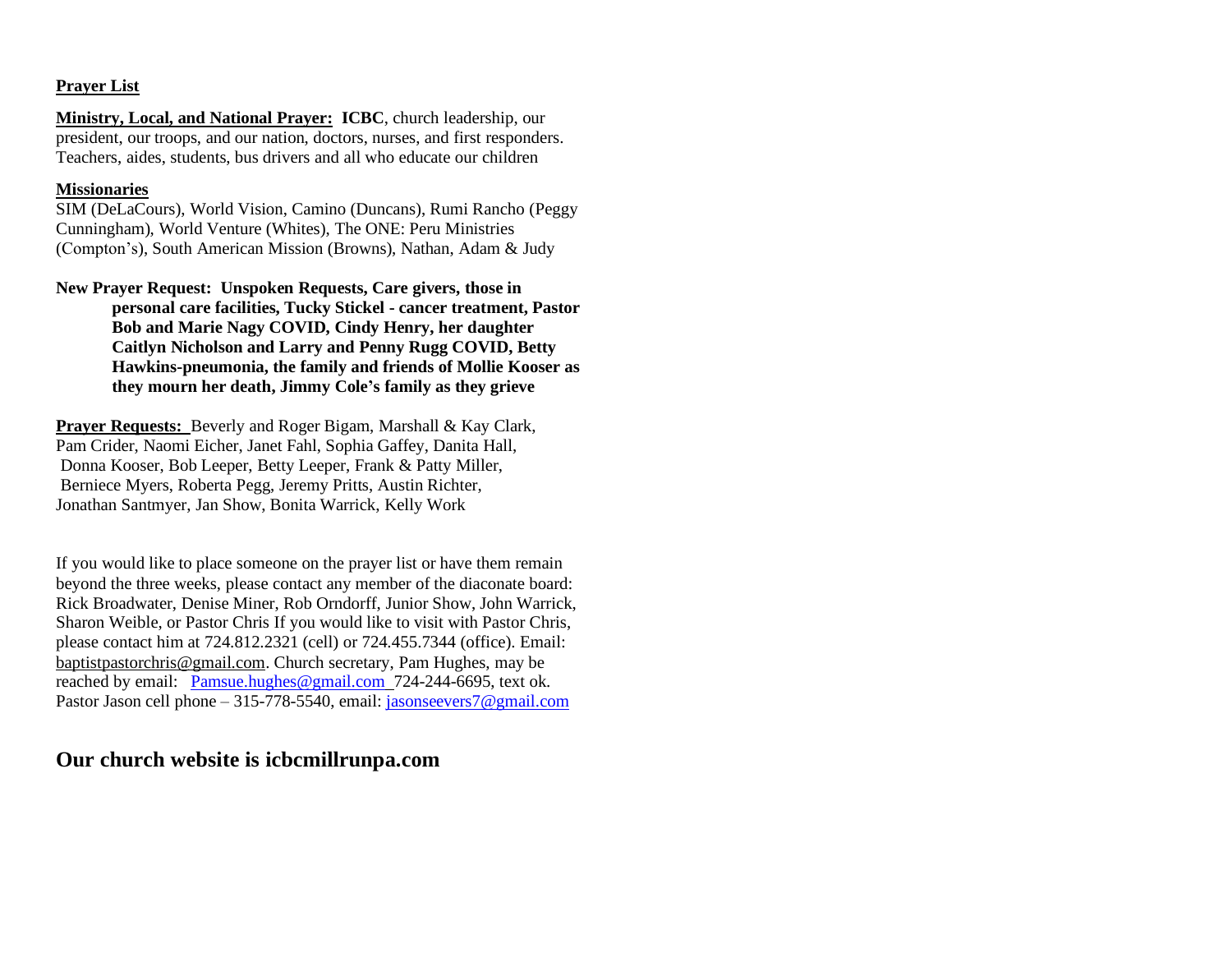**Prayer List**

**Ministry, Local, and National Prayer: ICBC**, church leadership, our president, our troops, and our nation, doctors, nurses, and first responders. Teachers, aides, students, bus drivers and all who educate our children

**Missionaries**

SIM (DeLaCours), World Vision, Camino (Duncans), Rumi Rancho (Peggy Cunningham), World Venture (Whites), The ONE: Peru Ministries (Compton's), South American Mission (Browns), Nathan, Adam & Judy

**New Prayer Request: Unspoken Requests, Care givers, those in personal care facilities, Tucky Stickel - cancer treatment, Pastor Bob and Marie Nagy COVID, Cindy Henry, her daughter Caitlyn Nicholson and Larry and Penny Rugg COVID, Betty Hawkins-pneumonia, the family and friends of Mollie Kooser as they mourn her death, Jimmy Cole's family as they grieve**

**Prayer Requests:** Beverly and Roger Bigam, Marshall & Kay Clark, Pam Crider, Naomi Eicher, Janet Fahl, Sophia Gaffey, Danita Hall, Donna Kooser, Bob Leeper, Betty Leeper, Frank & Patty Miller, Berniece Myers, Roberta Pegg, Jeremy Pritts, Austin Richter, Jonathan Santmyer, Jan Show, Bonita Warrick, Kelly Work

If you would like to place someone on the prayer list or have them remain beyond the three weeks, please contact any member of the diaconate board: Rick Broadwater, Denise Miner, Rob Orndorff, Junior Show, John Warrick, Sharon Weible, or Pastor Chris If you would like to visit with Pastor Chris, please contact him at 724.812.2321 (cell) or 724.455.7344 (office). Email: baptistpastorchris@gmail.com. Church secretary, Pam Hughes, may be reached by email: Pamsue.hughes@gmail.com 724-244-6695, text ok. Pastor Jason cell phone – 315-778-5540, email: jasonseevers7@gmail.com

## Our church website is icbcmillrunpa.com